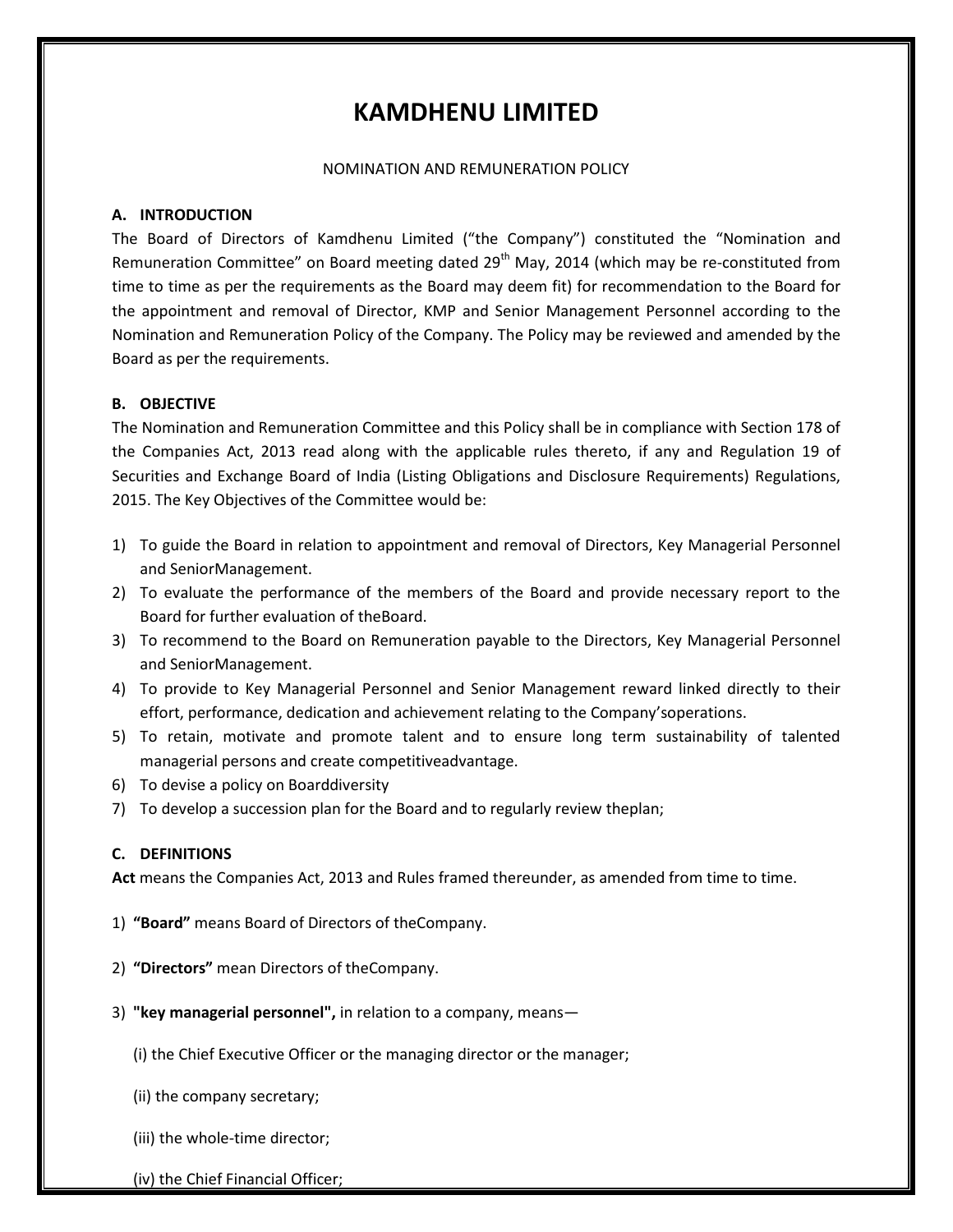# KAMDHENU LIMITED

NOMINATION AND REMUNERATION POLICY

## A. INTRODUCTION

The Board of Directors of Kamdhenu Limited ("the Company") constituted the "Nomination and Remuneration Committee" on Board meeting dated 29th May, 2014 (which may be re-constituted from time to time as per the requirements as the Board may deem fit) for recommendation to the Board for the appointment and removal of Director, KMP and Senior Management Personnel according to the Nomination and Remuneration Policy of the Company. The Policy may be reviewed and amended by the Board as per the requirements.

## B. OBJECTIVE

The Nomination and Remuneration Committee and this Policy shall be in compliance with Section 178 of the Companies Act, 2013 read along with the applicable rules thereto, if any and Regulation 19 of Securities and Exchange Board of India (Listing Obligations and Disclosure Requirements) Regulations, 2015. The Key Objectives of the Committee would be:

1) To guide the Board in relation to appointment and removal of Directors, Key Managerial Personnel and SeniorManagement.
2) To evaluate the performance of the members of the Board and provide necessary report to the Board for further evaluation of theBoard.
3) To recommend to the Board on Remuneration payable to the Directors, Key Managerial Personnel and SeniorManagement.
4) To provide to Key Managerial Personnel and Senior Management reward linked directly to their effort, performance, dedication and achievement relating to the Company'soperations.
5) To retain, motivate and promote talent and to ensure long term sustainability of talented managerial persons and create competitiveadvantage.
6) To devise a policy on Boarddiversity
7) To develop a succession plan for the Board and to regularly review theplan;

## C. DEFINITIONS

**Act** means the Companies Act, 2013 and Rules framed thereunder, as amended from time to time.

1) **"Board"** means Board of Directors of theCompany.

2) **"Directors"** mean Directors of theCompany.

3) **"key managerial personnel",** in relation to a company, means—

   (i) the Chief Executive Officer or the managing director or the manager;

   (ii) the company secretary;

   (iii) the whole-time director;

   (iv) the Chief Financial Officer;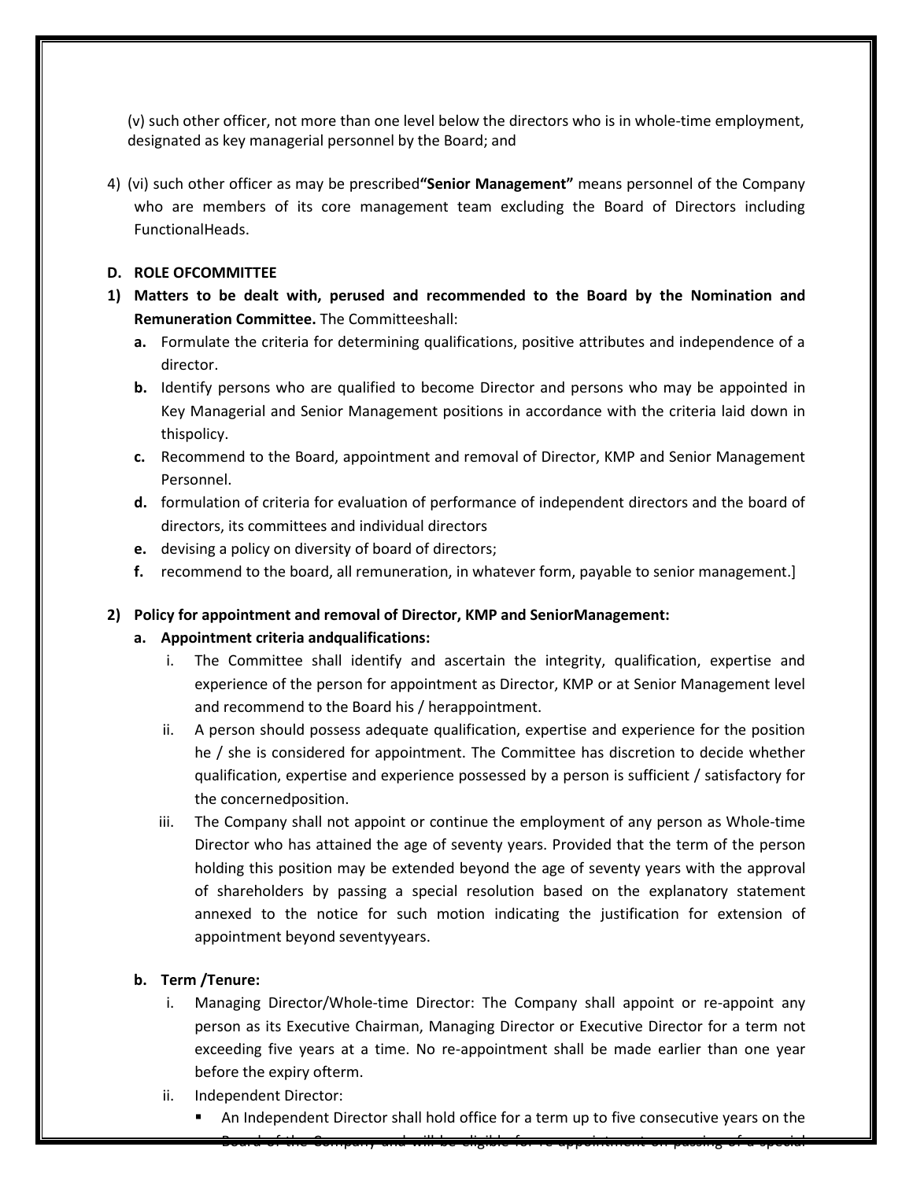(v) such other officer, not more than one level below the directors who is in whole-time employment, designated as key managerial personnel by the Board; and

4) (vi) such other officer as may be prescribed**"Senior Management"** means personnel of the Company who are members of its core management team excluding the Board of Directors including FunctionalHeads.

**D. ROLE OFCOMMITTEE**

**1) Matters to be dealt with, perused and recommended to the Board by the Nomination and Remuneration Committee.** The Committeeshall:

   **a.** Formulate the criteria for determining qualifications, positive attributes and independence of a director.

   **b.** Identify persons who are qualified to become Director and persons who may be appointed in Key Managerial and Senior Management positions in accordance with the criteria laid down in thispolicy.

   **c.** Recommend to the Board, appointment and removal of Director, KMP and Senior Management Personnel.

   **d.** formulation of criteria for evaluation of performance of independent directors and the board of directors, its committees and individual directors

   **e.** devising a policy on diversity of board of directors;

   **f.** recommend to the board, all remuneration, in whatever form, payable to senior management.]

**2) Policy for appointment and removal of Director, KMP and SeniorManagement:**

   **a. Appointment criteria andqualifications:**

      i. The Committee shall identify and ascertain the integrity, qualification, expertise and experience of the person for appointment as Director, KMP or at Senior Management level and recommend to the Board his / herappointment.

      ii. A person should possess adequate qualification, expertise and experience for the position he / she is considered for appointment. The Committee has discretion to decide whether qualification, expertise and experience possessed by a person is sufficient / satisfactory for the concernedposition.

      iii. The Company shall not appoint or continue the employment of any person as Whole-time Director who has attained the age of seventy years. Provided that the term of the person holding this position may be extended beyond the age of seventy years with the approval of shareholders by passing a special resolution based on the explanatory statement annexed to the notice for such motion indicating the justification for extension of appointment beyond seventyyears.

   **b. Term /Tenure:**

      i. Managing Director/Whole-time Director: The Company shall appoint or re-appoint any person as its Executive Chairman, Managing Director or Executive Director for a term not exceeding five years at a time. No re-appointment shall be made earlier than one year before the expiry ofterm.

      ii. Independent Director:

         - An Independent Director shall hold office for a term up to five consecutive years on the Board of the Company and will be eligible for re-appointment on passing of a special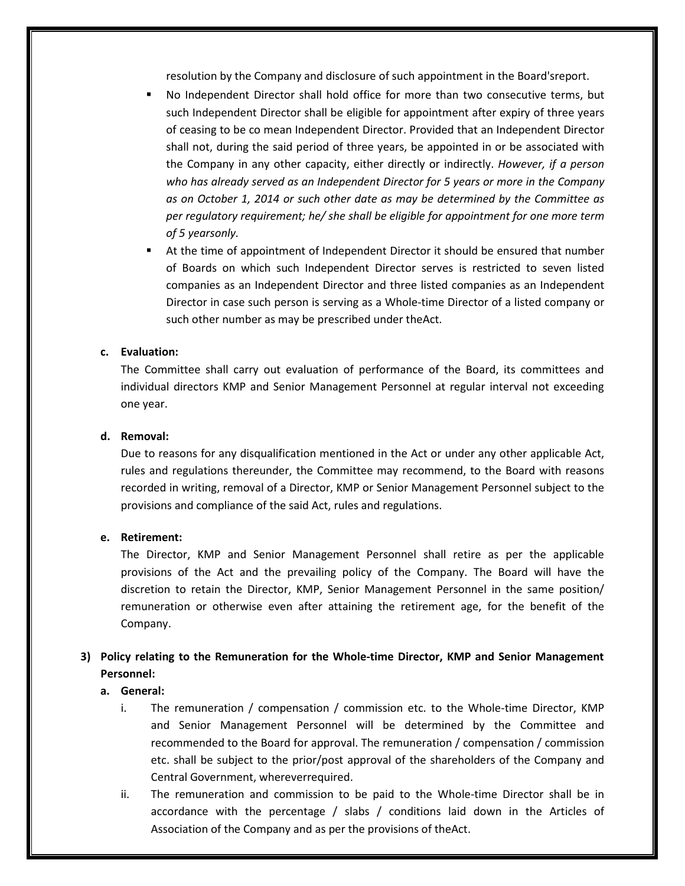resolution by the Company and disclosure of such appointment in the Board'sreport.

- No Independent Director shall hold office for more than two consecutive terms, but such Independent Director shall be eligible for appointment after expiry of three years of ceasing to be co mean Independent Director. Provided that an Independent Director shall not, during the said period of three years, be appointed in or be associated with the Company in any other capacity, either directly or indirectly. *However, if a person who has already served as an Independent Director for 5 years or more in the Company as on October 1, 2014 or such other date as may be determined by the Committee as per regulatory requirement; he/ she shall be eligible for appointment for one more term of 5 yearsonly.*
- At the time of appointment of Independent Director it should be ensured that number of Boards on which such Independent Director serves is restricted to seven listed companies as an Independent Director and three listed companies as an Independent Director in case such person is serving as a Whole-time Director of a listed company or such other number as may be prescribed under theAct.

**c. Evaluation:**

The Committee shall carry out evaluation of performance of the Board, its committees and individual directors KMP and Senior Management Personnel at regular interval not exceeding one year.

**d. Removal:**

Due to reasons for any disqualification mentioned in the Act or under any other applicable Act, rules and regulations thereunder, the Committee may recommend, to the Board with reasons recorded in writing, removal of a Director, KMP or Senior Management Personnel subject to the provisions and compliance of the said Act, rules and regulations.

**e. Retirement:**

The Director, KMP and Senior Management Personnel shall retire as per the applicable provisions of the Act and the prevailing policy of the Company. The Board will have the discretion to retain the Director, KMP, Senior Management Personnel in the same position/ remuneration or otherwise even after attaining the retirement age, for the benefit of the Company.

**3) Policy relating to the Remuneration for the Whole-time Director, KMP and Senior Management Personnel:**

**a. General:**

i. The remuneration / compensation / commission etc. to the Whole-time Director, KMP and Senior Management Personnel will be determined by the Committee and recommended to the Board for approval. The remuneration / compensation / commission etc. shall be subject to the prior/post approval of the shareholders of the Company and Central Government, whereverrequired.

ii. The remuneration and commission to be paid to the Whole-time Director shall be in accordance with the percentage / slabs / conditions laid down in the Articles of Association of the Company and as per the provisions of theAct.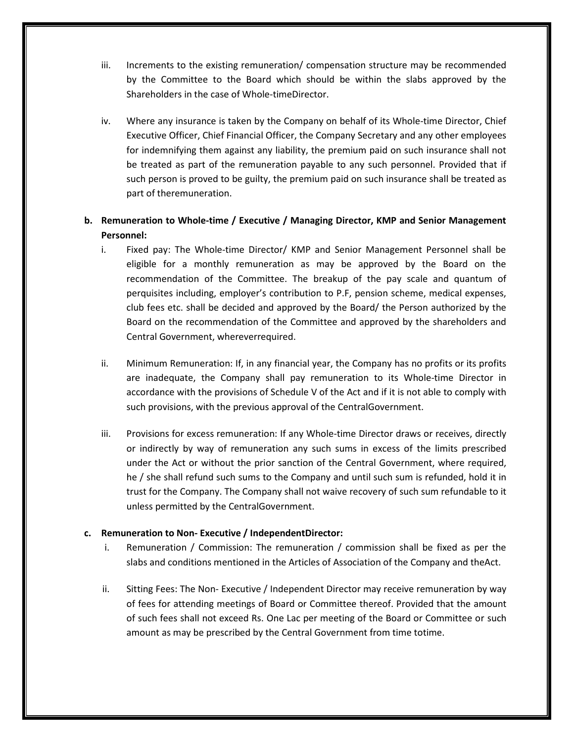iii. Increments to the existing remuneration/ compensation structure may be recommended by the Committee to the Board which should be within the slabs approved by the Shareholders in the case of Whole-timeDirector.

iv. Where any insurance is taken by the Company on behalf of its Whole-time Director, Chief Executive Officer, Chief Financial Officer, the Company Secretary and any other employees for indemnifying them against any liability, the premium paid on such insurance shall not be treated as part of the remuneration payable to any such personnel. Provided that if such person is proved to be guilty, the premium paid on such insurance shall be treated as part of theremuneration.

**b. Remuneration to Whole-time / Executive / Managing Director, KMP and Senior Management Personnel:**

i. Fixed pay: The Whole-time Director/ KMP and Senior Management Personnel shall be eligible for a monthly remuneration as may be approved by the Board on the recommendation of the Committee. The breakup of the pay scale and quantum of perquisites including, employer's contribution to P.F, pension scheme, medical expenses, club fees etc. shall be decided and approved by the Board/ the Person authorized by the Board on the recommendation of the Committee and approved by the shareholders and Central Government, whereverrequired.

ii. Minimum Remuneration: If, in any financial year, the Company has no profits or its profits are inadequate, the Company shall pay remuneration to its Whole-time Director in accordance with the provisions of Schedule V of the Act and if it is not able to comply with such provisions, with the previous approval of the CentralGovernment.

iii. Provisions for excess remuneration: If any Whole-time Director draws or receives, directly or indirectly by way of remuneration any such sums in excess of the limits prescribed under the Act or without the prior sanction of the Central Government, where required, he / she shall refund such sums to the Company and until such sum is refunded, hold it in trust for the Company. The Company shall not waive recovery of such sum refundable to it unless permitted by the CentralGovernment.

**c. Remuneration to Non- Executive / IndependentDirector:**

i. Remuneration / Commission: The remuneration / commission shall be fixed as per the slabs and conditions mentioned in the Articles of Association of the Company and theAct.

ii. Sitting Fees: The Non- Executive / Independent Director may receive remuneration by way of fees for attending meetings of Board or Committee thereof. Provided that the amount of such fees shall not exceed Rs. One Lac per meeting of the Board or Committee or such amount as may be prescribed by the Central Government from time totime.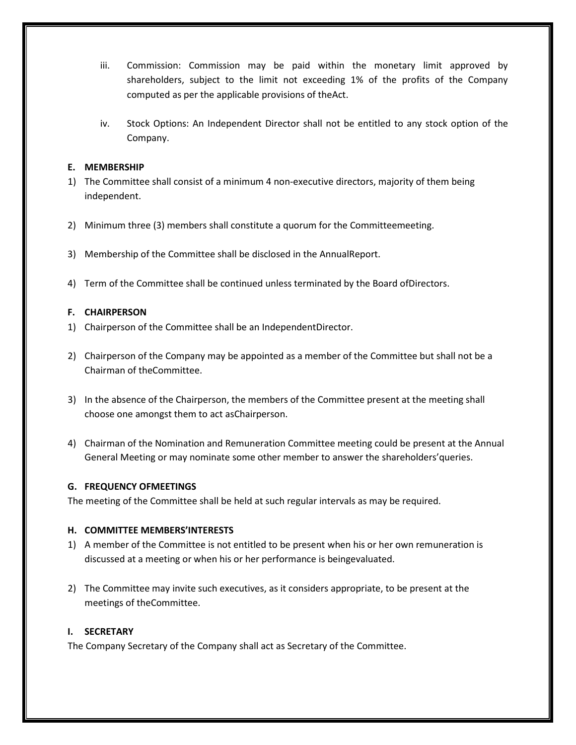iii. Commission: Commission may be paid within the monetary limit approved by shareholders, subject to the limit not exceeding 1% of the profits of the Company computed as per the applicable provisions of theAct.

iv. Stock Options: An Independent Director shall not be entitled to any stock option of the Company.

**E. MEMBERSHIP**

1) The Committee shall consist of a minimum 4 non-executive directors, majority of them being independent.

2) Minimum three (3) members shall constitute a quorum for the Committeemeeting.

3) Membership of the Committee shall be disclosed in the AnnualReport.

4) Term of the Committee shall be continued unless terminated by the Board ofDirectors.

**F. CHAIRPERSON**

1) Chairperson of the Committee shall be an IndependentDirector.

2) Chairperson of the Company may be appointed as a member of the Committee but shall not be a Chairman of theCommittee.

3) In the absence of the Chairperson, the members of the Committee present at the meeting shall choose one amongst them to act asChairperson.

4) Chairman of the Nomination and Remuneration Committee meeting could be present at the Annual General Meeting or may nominate some other member to answer the shareholders'queries.

**G. FREQUENCY OFMEETINGS**

The meeting of the Committee shall be held at such regular intervals as may be required.

**H. COMMITTEE MEMBERS'INTERESTS**

1) A member of the Committee is not entitled to be present when his or her own remuneration is discussed at a meeting or when his or her performance is beingevaluated.

2) The Committee may invite such executives, as it considers appropriate, to be present at the meetings of theCommittee.

**I. SECRETARY**

The Company Secretary of the Company shall act as Secretary of the Committee.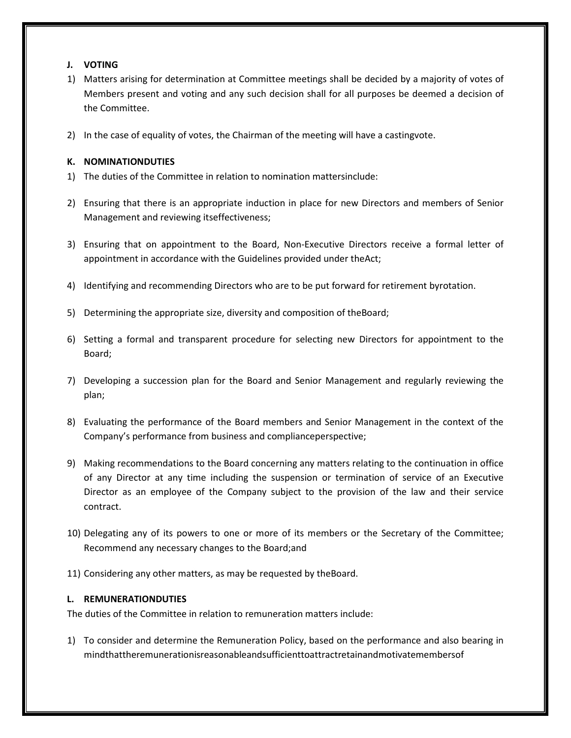**J. VOTING**

1) Matters arising for determination at Committee meetings shall be decided by a majority of votes of Members present and voting and any such decision shall for all purposes be deemed a decision of the Committee.

2) In the case of equality of votes, the Chairman of the meeting will have a castingvote.

**K. NOMINATIONDUTIES**

1) The duties of the Committee in relation to nomination mattersinclude:

2) Ensuring that there is an appropriate induction in place for new Directors and members of Senior Management and reviewing itseffectiveness;

3) Ensuring that on appointment to the Board, Non-Executive Directors receive a formal letter of appointment in accordance with the Guidelines provided under theAct;

4) Identifying and recommending Directors who are to be put forward for retirement byrotation.

5) Determining the appropriate size, diversity and composition of theBoard;

6) Setting a formal and transparent procedure for selecting new Directors for appointment to the Board;

7) Developing a succession plan for the Board and Senior Management and regularly reviewing the plan;

8) Evaluating the performance of the Board members and Senior Management in the context of the Company's performance from business and complianceperspective;

9) Making recommendations to the Board concerning any matters relating to the continuation in office of any Director at any time including the suspension or termination of service of an Executive Director as an employee of the Company subject to the provision of the law and their service contract.

10) Delegating any of its powers to one or more of its members or the Secretary of the Committee; Recommend any necessary changes to the Board;and

11) Considering any other matters, as may be requested by theBoard.

**L. REMUNERATIONDUTIES**

The duties of the Committee in relation to remuneration matters include:

1) To consider and determine the Remuneration Policy, based on the performance and also bearing in mindthattheremunerationisreasonableandsufficienttoattractretainandmotivatemembersof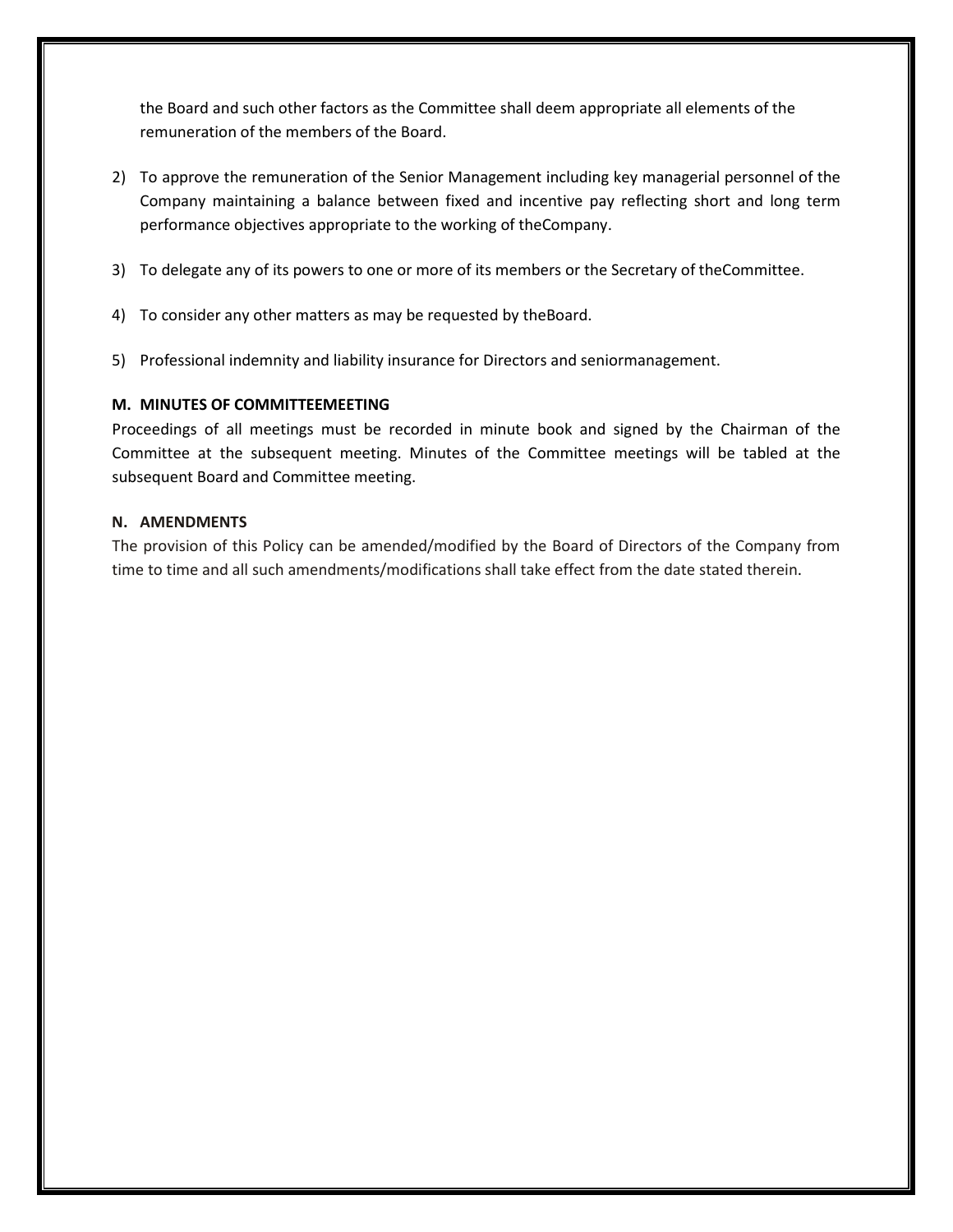the Board and such other factors as the Committee shall deem appropriate all elements of the remuneration of the members of the Board.

2) To approve the remuneration of the Senior Management including key managerial personnel of the Company maintaining a balance between fixed and incentive pay reflecting short and long term performance objectives appropriate to the working of theCompany.

3) To delegate any of its powers to one or more of its members or the Secretary of theCommittee.

4) To consider any other matters as may be requested by theBoard.

5) Professional indemnity and liability insurance for Directors and seniormanagement.

### M. MINUTES OF COMMITTEEMEETING

Proceedings of all meetings must be recorded in minute book and signed by the Chairman of the Committee at the subsequent meeting. Minutes of the Committee meetings will be tabled at the subsequent Board and Committee meeting.

### N. AMENDMENTS

The provision of this Policy can be amended/modified by the Board of Directors of the Company from time to time and all such amendments/modifications shall take effect from the date stated therein.